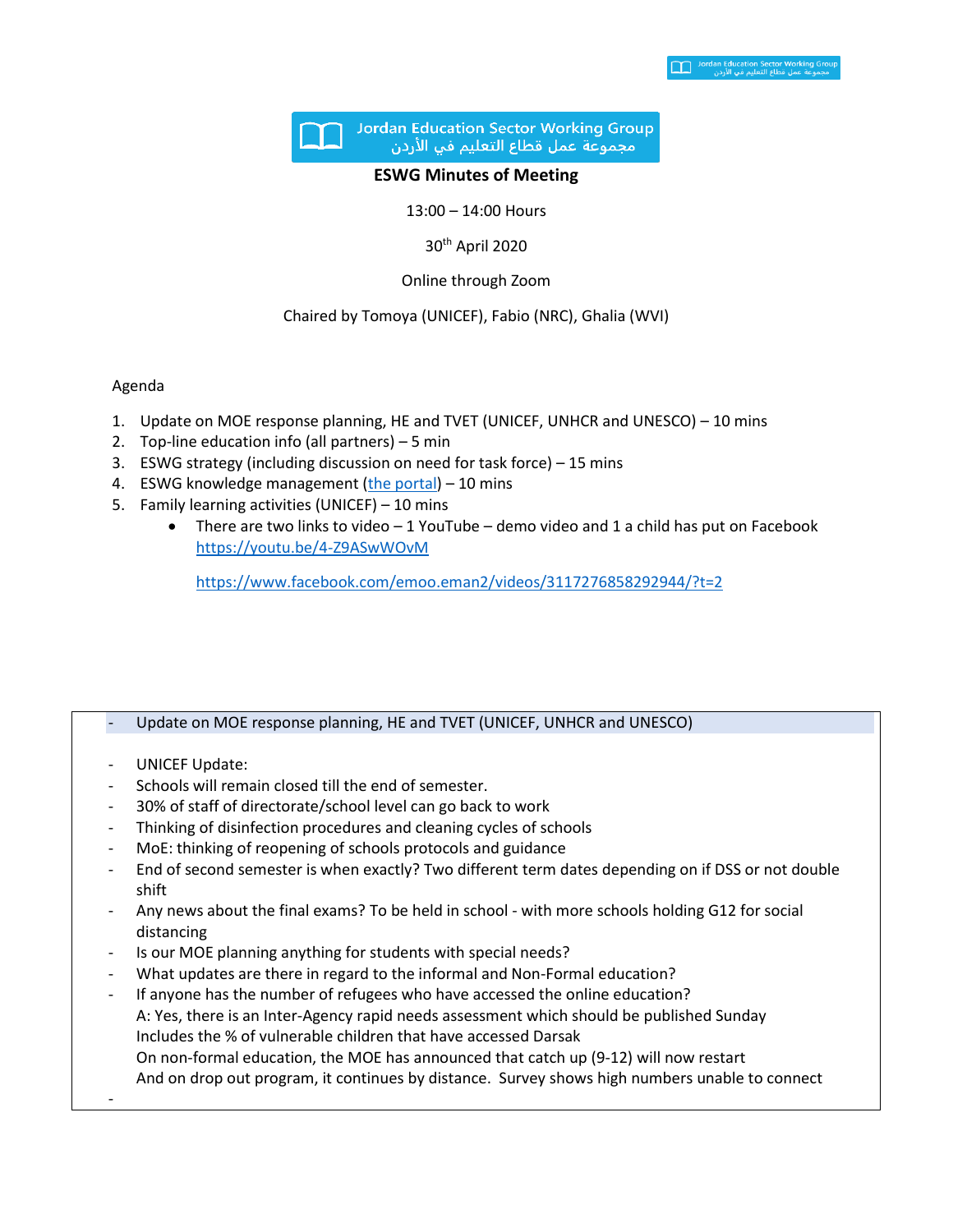Jordan Education Sector Working Group
مجموعة عمل قطاع التعليم في الأردن

# ESWG Minutes of Meeting

13:00 – 14:00 Hours

30th April 2020

Online through Zoom

Chaired by Tomoya (UNICEF), Fabio (NRC), Ghalia (WVI)

Agenda

1. Update on MOE response planning, HE and TVET (UNICEF, UNHCR and UNESCO) – 10 mins
2. Top-line education info (all partners) – 5 min
3. ESWG strategy (including discussion on need for task force) – 15 mins
4. ESWG knowledge management (the portal) – 10 mins
5. Family learning activities (UNICEF) – 10 mins
   - There are two links to video – 1 YouTube – demo video and 1 a child has put on Facebook https://youtu.be/4-Z9ASwWOvM

     https://www.facebook.com/emoo.eman2/videos/3117276858292944/?t=2

| - Update on MOE response planning, HE and TVET (UNICEF, UNHCR and UNESCO) |
|---|
| - UNICEF Update:<br>- Schools will remain closed till the end of semester.<br>- 30% of staff of directorate/school level can go back to work<br>- Thinking of disinfection procedures and cleaning cycles of schools<br>- MoE: thinking of reopening of schools protocols and guidance<br>- End of second semester is when exactly? Two different term dates depending on if DSS or not double shift<br>- Any news about the final exams? To be held in school - with more schools holding G12 for social distancing<br>- Is our MOE planning anything for students with special needs?<br>- What updates are there in regard to the informal and Non-Formal education?<br>- If anyone has the number of refugees who have accessed the online education?<br>A: Yes, there is an Inter-Agency rapid needs assessment which should be published Sunday<br>Includes the % of vulnerable children that have accessed Darsak<br>On non-formal education, the MOE has announced that catch up (9-12) will now restart<br>And on drop out program, it continues by distance. Survey shows high numbers unable to connect<br>- |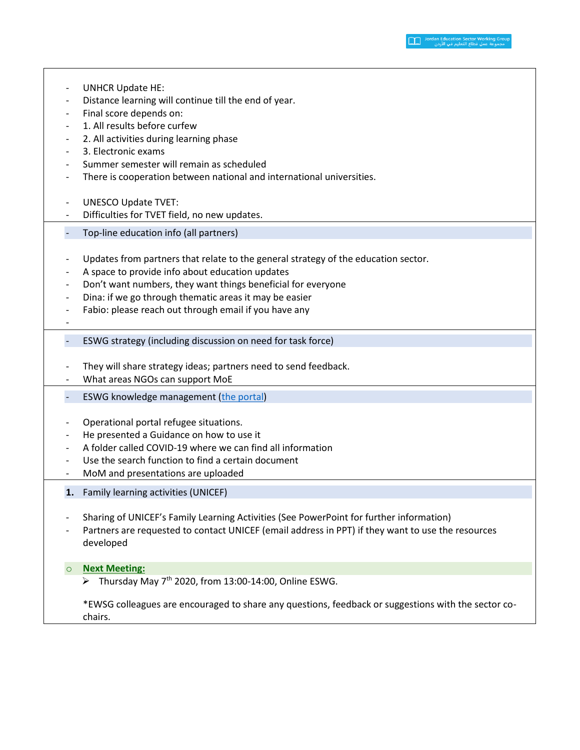- UNHCR Update HE:
- Distance learning will continue till the end of year.
- Final score depends on:
- 1. All results before curfew
- 2. All activities during learning phase
- 3. Electronic exams
- Summer semester will remain as scheduled
- There is cooperation between national and international universities.

- UNESCO Update TVET:
- Difficulties for TVET field, no new updates.

- Top-line education info (all partners)

- Updates from partners that relate to the general strategy of the education sector.
- A space to provide info about education updates
- Don't want numbers, they want things beneficial for everyone
- Dina: if we go through thematic areas it may be easier
- Fabio: please reach out through email if you have any
-

- ESWG strategy (including discussion on need for task force)

- They will share strategy ideas; partners need to send feedback.
- What areas NGOs can support MoE

- ESWG knowledge management (the portal)

- Operational portal refugee situations.
- He presented a Guidance on how to use it
- A folder called COVID-19 where we can find all information
- Use the search function to find a certain document
- MoM and presentations are uploaded

1. Family learning activities (UNICEF)

- Sharing of UNICEF's Family Learning Activities (See PowerPoint for further information)
- Partners are requested to contact UNICEF (email address in PPT) if they want to use the resources developed

- **Next Meeting:**
  - Thursday May 7th 2020, from 13:00-14:00, Online ESWG.

*EWSG colleagues are encouraged to share any questions, feedback or suggestions with the sector co-chairs.